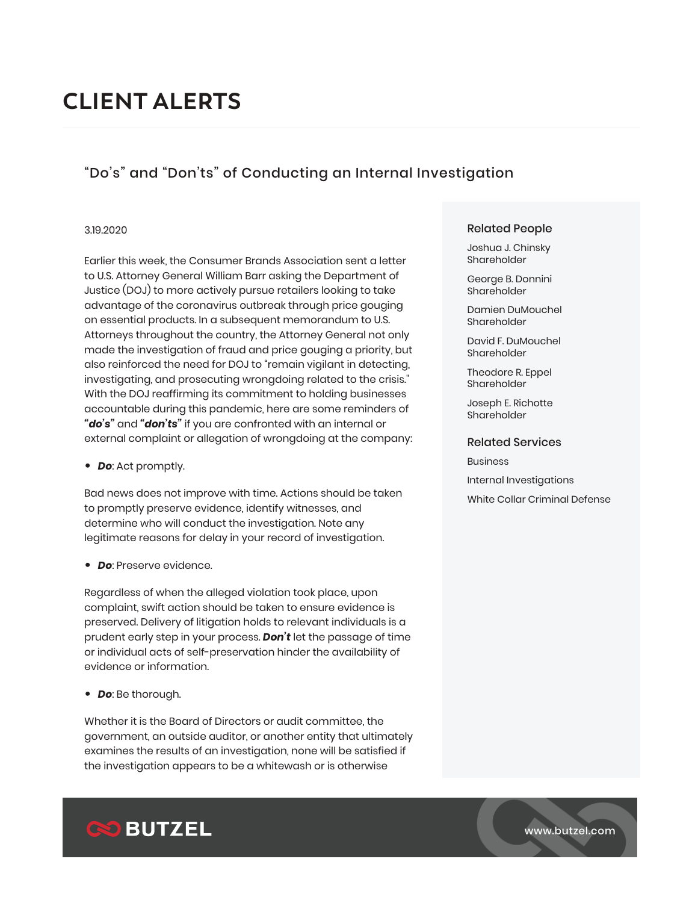# CLIENT ALERTS

## "Do's" and "Don'ts" of Conducting an Internal Investigation

3.19.2020

Earlier this week, the Consumer Brands Association sent a letter to U.S. Attorney General William Barr asking the Department of Justice (DOJ) to more actively pursue retailers looking to take advantage of the coronavirus outbreak through price gouging on essential products. In a subsequent memorandum to U.S. Attorneys throughout the country, the Attorney General not only made the investigation of fraud and price gouging a priority, but also reinforced the need for DOJ to "remain vigilant in detecting, investigating, and prosecuting wrongdoing related to the crisis." With the DOJ reaffirming its commitment to holding businesses accountable during this pandemic, here are some reminders of ***"do's"*** and ***"don'ts"*** if you are confronted with an internal or external complaint or allegation of wrongdoing at the company:

- ***Do***: Act promptly.

Bad news does not improve with time. Actions should be taken to promptly preserve evidence, identify witnesses, and determine who will conduct the investigation. Note any legitimate reasons for delay in your record of investigation.

- ***Do***: Preserve evidence.

Regardless of when the alleged violation took place, upon complaint, swift action should be taken to ensure evidence is preserved. Delivery of litigation holds to relevant individuals is a prudent early step in your process. ***Don't*** let the passage of time or individual acts of self-preservation hinder the availability of evidence or information.

- ***Do***: Be thorough.

Whether it is the Board of Directors or audit committee, the government, an outside auditor, or another entity that ultimately examines the results of an investigation, none will be satisfied if the investigation appears to be a whitewash or is otherwise

### Related People

Joshua J. Chinsky
Shareholder

George B. Donnini
Shareholder

Damien DuMouchel
Shareholder

David F. DuMouchel
Shareholder

Theodore R. Eppel
Shareholder

Joseph E. Richotte
Shareholder

### Related Services

Business

Internal Investigations

White Collar Criminal Defense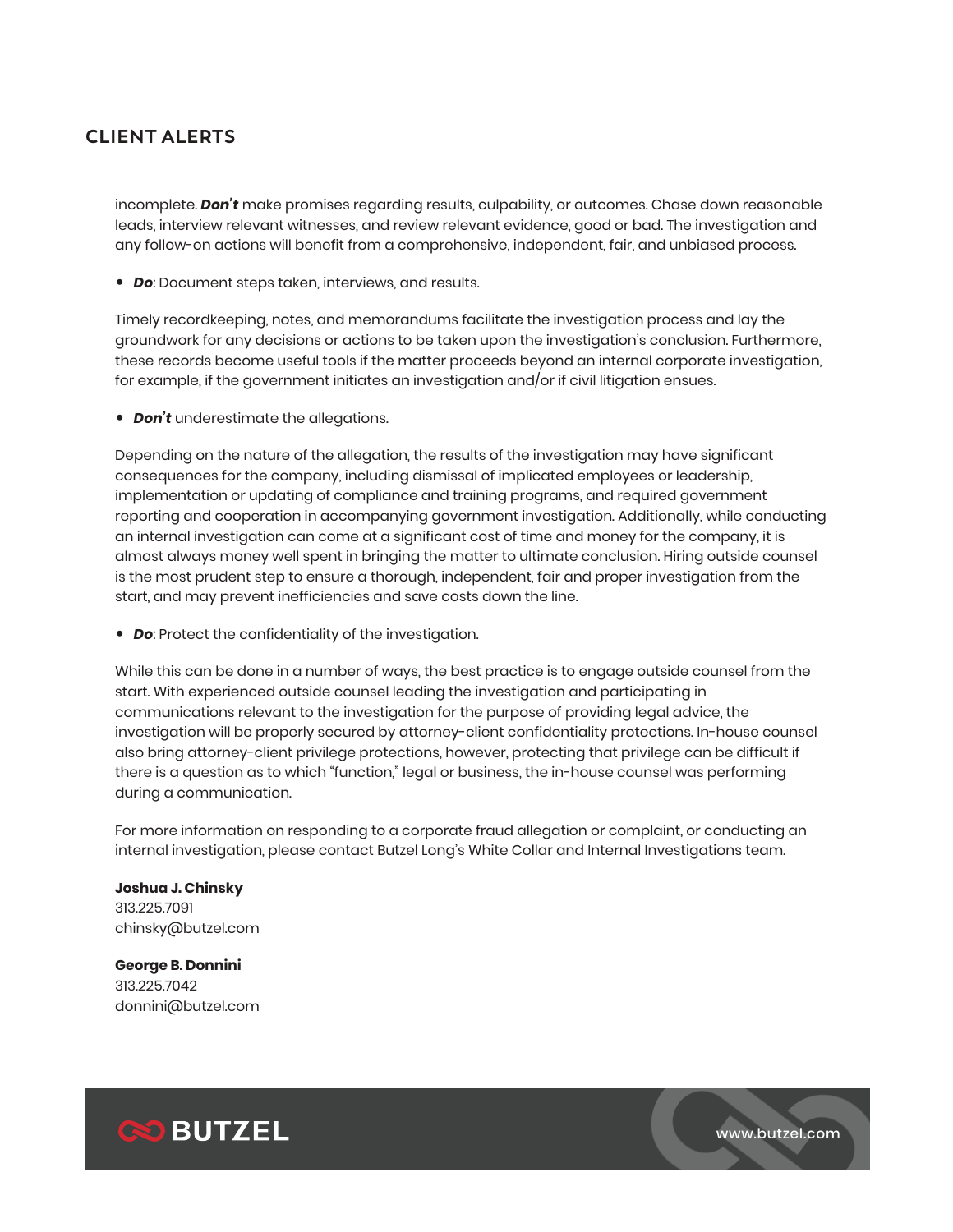incomplete. ***Don't*** make promises regarding results, culpability, or outcomes. Chase down reasonable leads, interview relevant witnesses, and review relevant evidence, good or bad. The investigation and any follow-on actions will benefit from a comprehensive, independent, fair, and unbiased process.

- ***Do***: Document steps taken, interviews, and results.

Timely recordkeeping, notes, and memorandums facilitate the investigation process and lay the groundwork for any decisions or actions to be taken upon the investigation's conclusion. Furthermore, these records become useful tools if the matter proceeds beyond an internal corporate investigation, for example, if the government initiates an investigation and/or if civil litigation ensues.

- ***Don't*** underestimate the allegations.

Depending on the nature of the allegation, the results of the investigation may have significant consequences for the company, including dismissal of implicated employees or leadership, implementation or updating of compliance and training programs, and required government reporting and cooperation in accompanying government investigation. Additionally, while conducting an internal investigation can come at a significant cost of time and money for the company, it is almost always money well spent in bringing the matter to ultimate conclusion. Hiring outside counsel is the most prudent step to ensure a thorough, independent, fair and proper investigation from the start, and may prevent inefficiencies and save costs down the line.

- ***Do***: Protect the confidentiality of the investigation.

While this can be done in a number of ways, the best practice is to engage outside counsel from the start. With experienced outside counsel leading the investigation and participating in communications relevant to the investigation for the purpose of providing legal advice, the investigation will be properly secured by attorney-client confidentiality protections. In-house counsel also bring attorney-client privilege protections, however, protecting that privilege can be difficult if there is a question as to which "function," legal or business, the in-house counsel was performing during a communication.

For more information on responding to a corporate fraud allegation or complaint, or conducting an internal investigation, please contact Butzel Long's White Collar and Internal Investigations team.

**Joshua J. Chinsky**
313.225.7091
chinsky@butzel.com

**George B. Donnini**
313.225.7042
donnini@butzel.com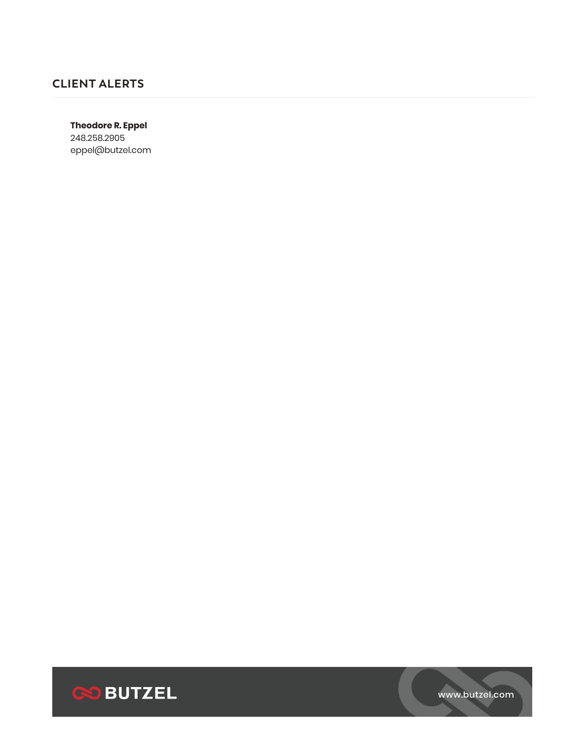## CLIENT ALERTS

**Theodore R. Eppel**
248.258.2905
eppel@butzel.com